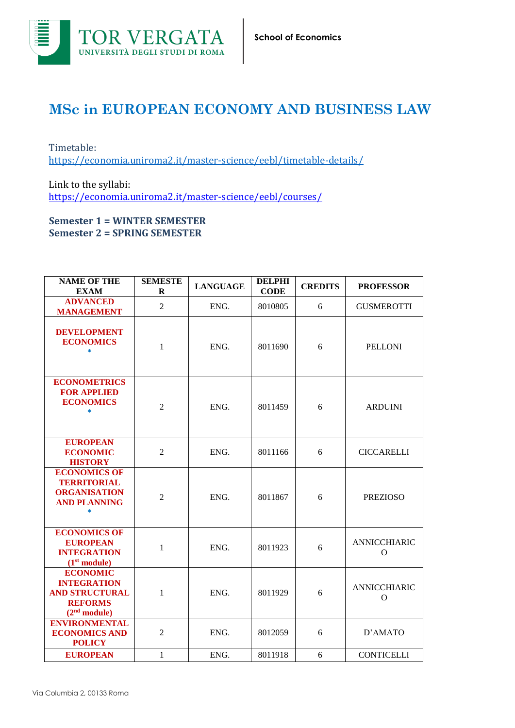TOR VERGATA
UNIVERSITÀ DEGLI STUDI DI ROMA

School of Economics

# MSc in EUROPEAN ECONOMY AND BUSINESS LAW

Timetable:
https://economia.uniroma2.it/master-science/eebl/timetable-details/

Link to the syllabi:
https://economia.uniroma2.it/master-science/eebl/courses/

**Semester 1 = WINTER SEMESTER**
**Semester 2 = SPRING SEMESTER**

| NAME OF THE EXAM | SEMESTER | LANGUAGE | DELPHI CODE | CREDITS | PROFESSOR |
|---|---|---|---|---|---|
| ADVANCED MANAGEMENT | 2 | ENG. | 8010805 | 6 | GUSMEROTTI |
| DEVELOPMENT ECONOMICS * | 1 | ENG. | 8011690 | 6 | PELLONI |
| ECONOMETRICS FOR APPLIED ECONOMICS * | 2 | ENG. | 8011459 | 6 | ARDUINI |
| EUROPEAN ECONOMIC HISTORY | 2 | ENG. | 8011166 | 6 | CICCARELLI |
| ECONOMICS OF TERRITORIAL ORGANISATION AND PLANNING * | 2 | ENG. | 8011867 | 6 | PREZIOSO |
| ECONOMICS OF EUROPEAN INTEGRATION (1st module) | 1 | ENG. | 8011923 | 6 | ANNICCHIARICO |
| ECONOMIC INTEGRATION AND STRUCTURAL REFORMS (2nd module) | 1 | ENG. | 8011929 | 6 | ANNICCHIARICO |
| ENVIRONMENTAL ECONOMICS AND POLICY | 2 | ENG. | 8012059 | 6 | D'AMATO |
| EUROPEAN | 1 | ENG. | 8011918 | 6 | CONTICELLI |

Via Columbia 2, 00133 Roma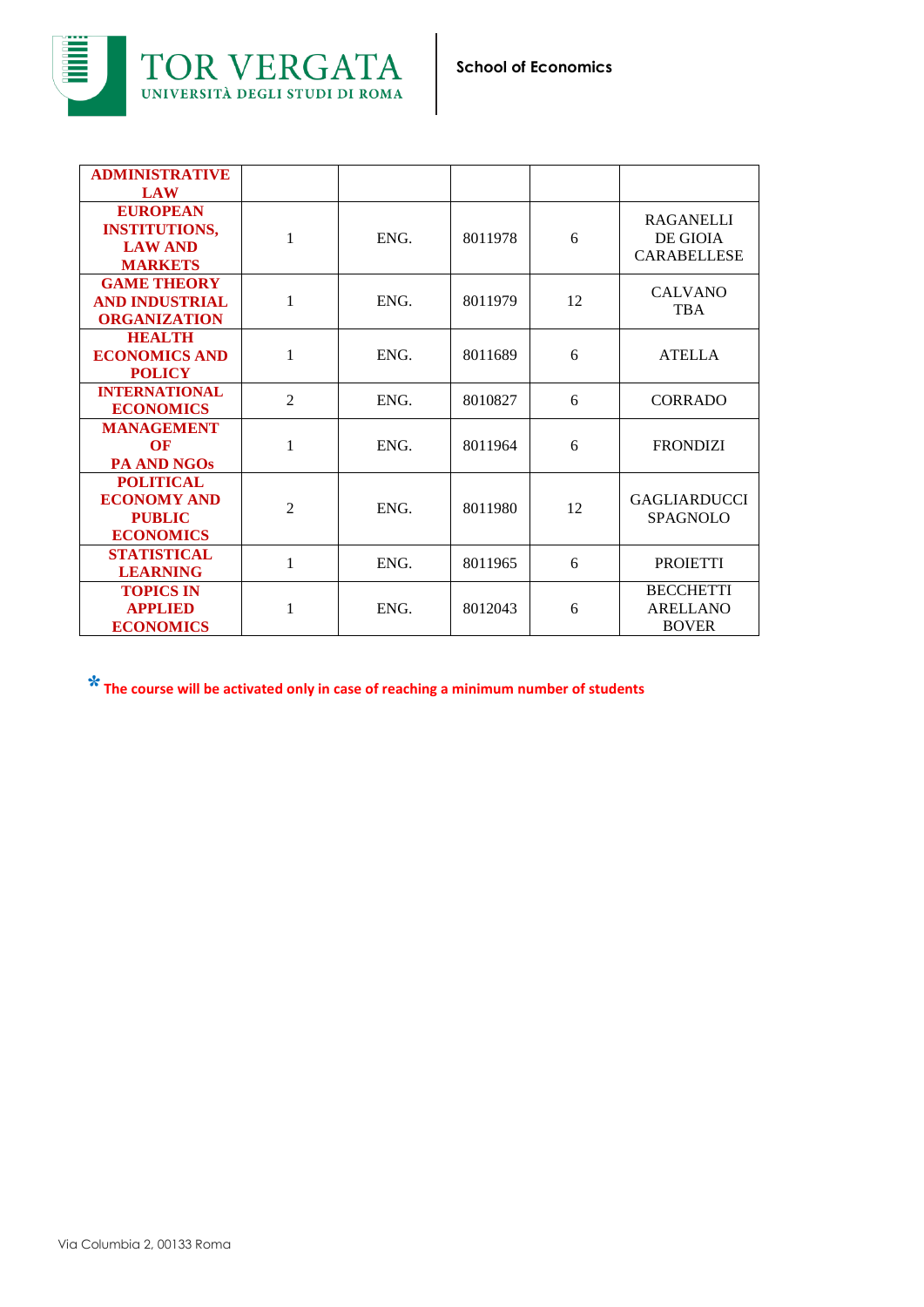| | | | | | |
|---|---|---|---|---|---|
| **ADMINISTRATIVE LAW** | | | | | |
| **EUROPEAN INSTITUTIONS, LAW AND MARKETS** | 1 | ENG. | 8011978 | 6 | RAGANELLI DE GIOIA CARABELLESE |
| **GAME THEORY AND INDUSTRIAL ORGANIZATION** | 1 | ENG. | 8011979 | 12 | CALVANO TBA |
| **HEALTH ECONOMICS AND POLICY** | 1 | ENG. | 8011689 | 6 | ATELLA |
| **INTERNATIONAL ECONOMICS** | 2 | ENG. | 8010827 | 6 | CORRADO |
| **MANAGEMENT OF PA AND NGOs** | 1 | ENG. | 8011964 | 6 | FRONDIZI |
| **POLITICAL ECONOMY AND PUBLIC ECONOMICS** | 2 | ENG. | 8011980 | 12 | GAGLIARDUCCI SPAGNOLO |
| **STATISTICAL LEARNING** | 1 | ENG. | 8011965 | 6 | PROIETTI |
| **TOPICS IN APPLIED ECONOMICS** | 1 | ENG. | 8012043 | 6 | BECCHETTI ARELLANO BOVER |

* **The course will be activated only in case of reaching a minimum number of students**